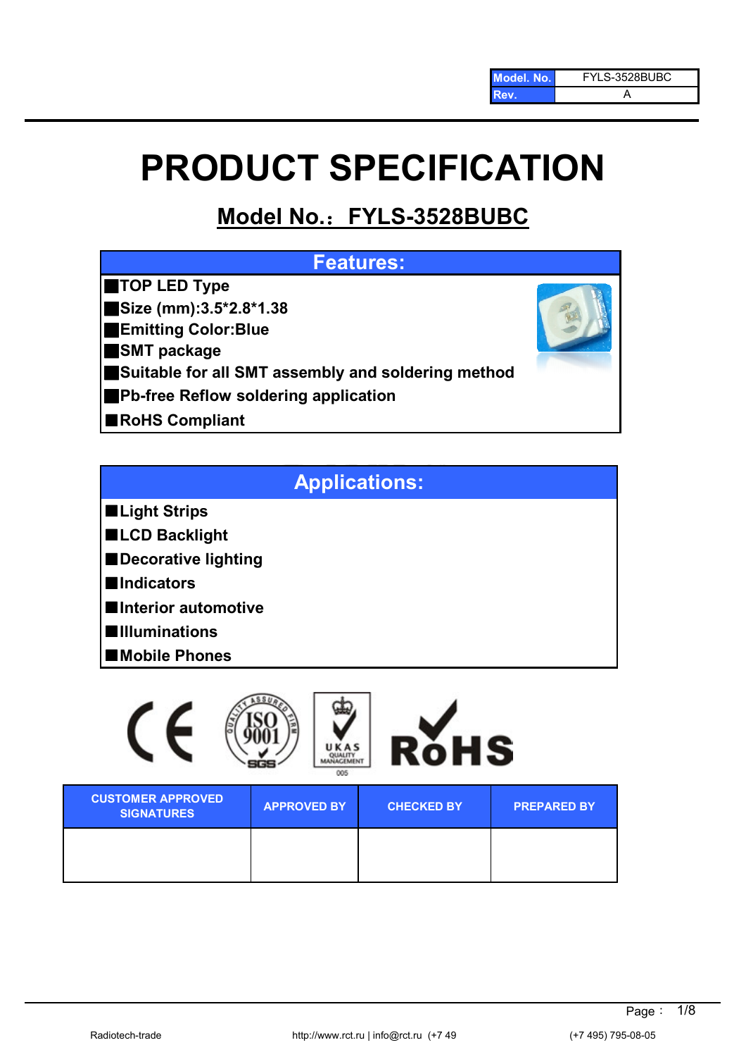| Model. No. | FYLS-3528BUBC |
| --- | --- |
| Rev. | A |

# PRODUCT SPECIFICATION

## Model No.：FYLS-3528BUBC

### Features:

- TOP LED Type
- Size (mm):3.5*2.8*1.38
- Emitting Color:Blue
- SMT package
- Suitable for all SMT assembly and soldering method
- Pb-free Reflow soldering application
- RoHS Compliant

### Applications:

- Light Strips
- LCD Backlight
- Decorative lighting
- Indicators
- Interior automotive
- Illuminations
- Mobile Phones

| CUSTOMER APPROVED SIGNATURES | APPROVED BY | CHECKED BY | PREPARED BY |
| --- | --- | --- | --- |
| | | | |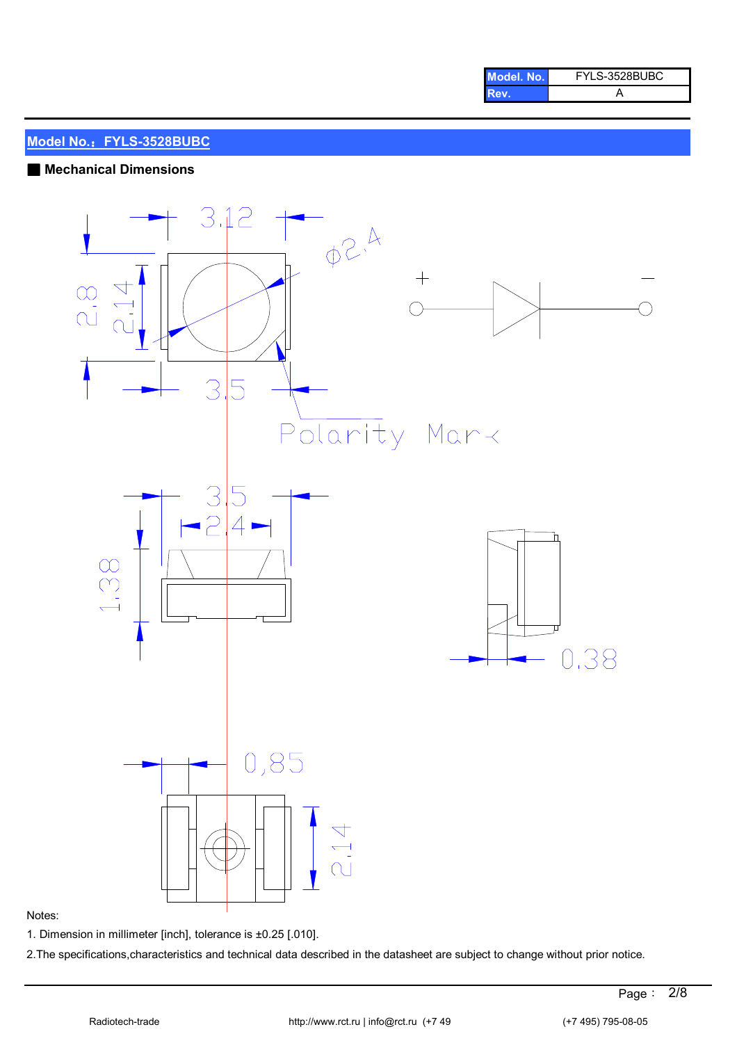| Model. No. | FYLS-3528BUBC |
| --- | --- |
| Rev. | A |

## Model No.：FYLS-3528BUBC

### ■ Mechanical Dimensions

Notes:

1. Dimension in millimeter [inch], tolerance is ±0.25 [.010].

2.The specifications,characteristics and technical data described in the datasheet are subject to change without prior notice.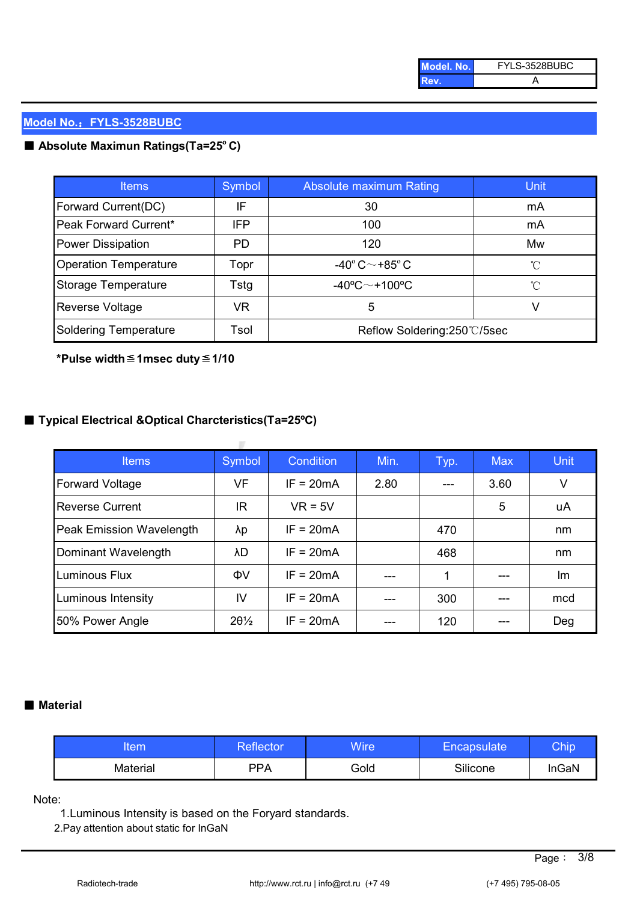## Model No.：FYLS-3528BUBC

### ■ Absolute Maximun Ratings(Ta=25°C)

| Items | Symbol | Absolute maximum Rating | Unit |
|---|---|---|---|
| Forward Current(DC) | IF | 30 | mA |
| Peak Forward Current* | IFP | 100 | mA |
| Power Dissipation | PD | 120 | Mw |
| Operation Temperature | Topr | -40°C～+85°C | ℃ |
| Storage Temperature | Tstg | -40ºC～+100ºC | ℃ |
| Reverse Voltage | VR | 5 | V |
| Soldering Temperature | Tsol | Reflow Soldering:250℃/5sec | |

***Pulse width≦1msec duty≦1/10**

### ■ Typical Electrical &Optical Charcteristics(Ta=25ºC)

| Items | Symbol | Condition | Min. | Typ. | Max | Unit |
|---|---|---|---|---|---|---|
| Forward Voltage | VF | IF = 20mA | 2.80 | --- | 3.60 | V |
| Reverse Current | IR | VR = 5V | | | 5 | uA |
| Peak Emission Wavelength | λp | IF = 20mA | | 470 | | nm |
| Dominant Wavelength | λD | IF = 20mA | | 468 | | nm |
| Luminous Flux | ΦV | IF = 20mA | --- | 1 | --- | lm |
| Luminous Intensity | IV | IF = 20mA | --- | 300 | --- | mcd |
| 50% Power Angle | 2θ½ | IF = 20mA | --- | 120 | --- | Deg |

### ■ Material

| Item | Reflector | Wire | Encapsulate | Chip |
|---|---|---|---|---|
| Material | PPA | Gold | Silicone | InGaN |

Note:

1.Luminous Intensity is based on the Foryard standards.

2.Pay attention about static for InGaN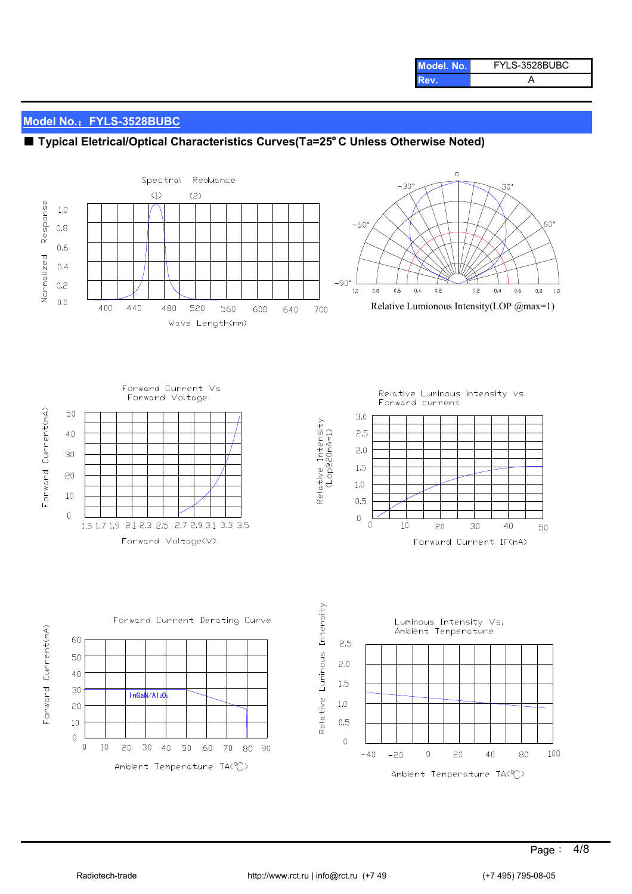| Model. No. | FYLS-3528BUBC |
| --- | --- |
| Rev. | A |

## Model No.：FYLS-3528BUBC

### ■ Typical Eletrical/Optical Characteristics Curves(Ta=25°C Unless Otherwise Noted)

Spectral Reduance

(1) (2)

Normalized Response

1.0
0.8
0.6
0.4
0.2
0.0

400 440 480 520 560 600 640 700

Wave Length(nm)

0
-30° 30°
-60° 60°
-90°
1.0 0.8 0.6 0.4 0.2 0.2 0.4 0.6 0.8 1.0

Relative Lumionous Intensity(LOP @max=1)

Forward Current Vs Forward Voltage

Forward Current(mA)

50
40
30
20
10
0

1.5 1.7 1.9 2.1 2.3 2.5 2.7 2.9 3.1 3.3 3.5

Forward Voltage(V)

Relative Luminous intensity vs Forward current

Relative Intensity (Lop@20mA=1)

3.0
2.5
2.0
1.5
1.0
0.5
0

0 10 20 30 40 50

Forward Current IF(mA)

Forward Current Derating Curve

Forward Current(mA)

60
50
40
30
20
10
0

InGaN/Al2O3

0 10 20 30 40 50 60 70 80 90

Ambient Temperature TA(℃)

Luminous Intensity Vs. Ambient Temperature

Relative Luminous Intensity

2.5
2.0
1.5
1.0
0.5
0

-40 -20 0 20 40 80 100

Ambient Temperature TA(℃)

Radiotech-trade http://www.rct.ru | info@rct.ru (+7 49 (+7 495) 795-08-05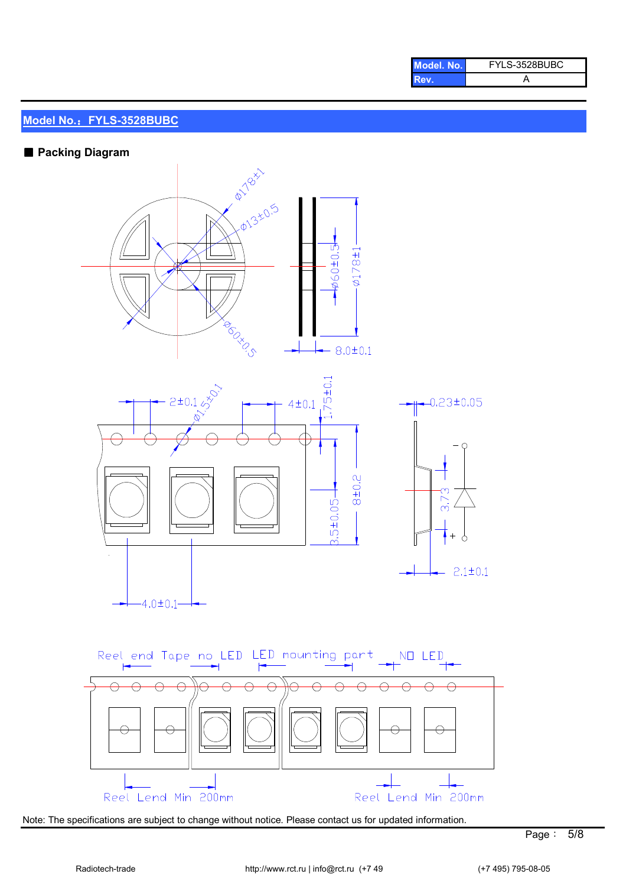| Model. No. | FYLS-3528BUBC |
|---|---|
| Rev. | A |

## Model No.：FYLS-3528BUBC

### ■ Packing Diagram

Ø178±1

Ø13±0.5

Ø60±0.5

Ø60±0.5

Ø178±1

8.0±0.1

2±0.1

Ø1.5±0.1

4±0.1

1.75±0.1

0.23±0.05

3.5±0.05

8±0.2

3.73

2.1±0.1

4.0±0.1

Reel end Tape no LED　LED mounting part　NO LED

Reel Lend Min 200mm　　Reel Lend Min 200mm

Note: The specifications are subject to change without notice. Please contact us for updated information.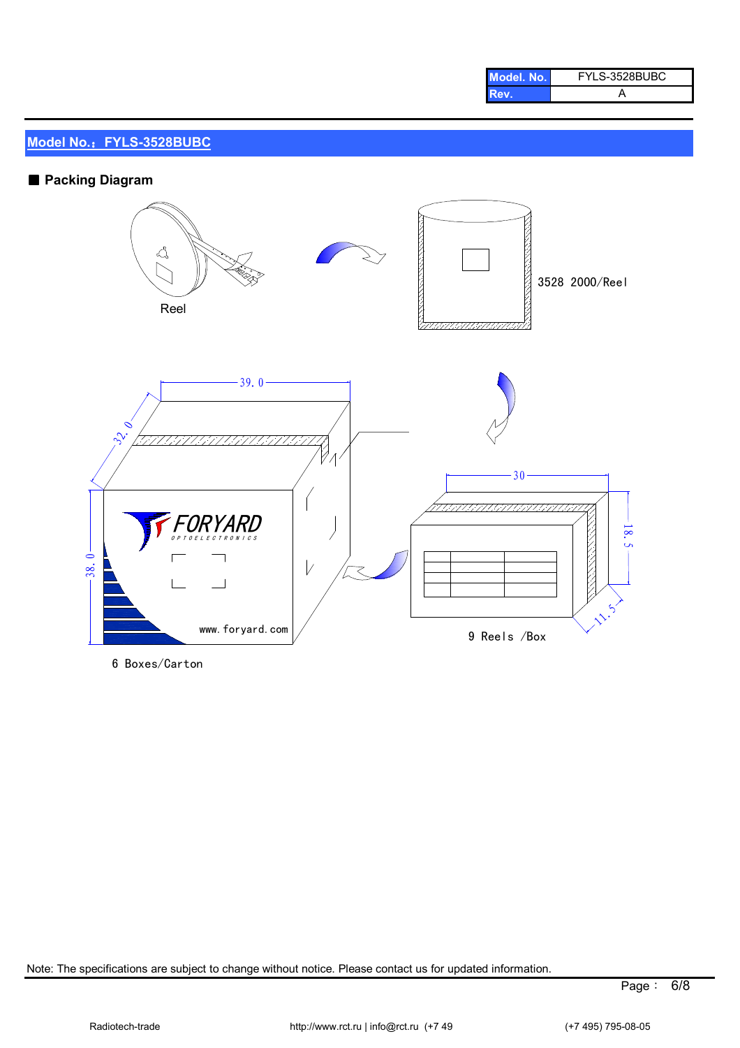| Model. No. | FYLS-3528BUBC |
|---|---|
| Rev. | A |

## Model No.：FYLS-3528BUBC

### ■ Packing Diagram

Reel

3528 2000/Reel

39.0

32.0

38.0

FORYARD OPTOELECTRONICS

www.foryard.com

6 Boxes/Carton

30

18.5

11.5

9 Reels /Box

Note: The specifications are subject to change without notice. Please contact us for updated information.

Radiotech-trade http://www.rct.ru | info@rct.ru (+7 49 (+7 495) 795-08-05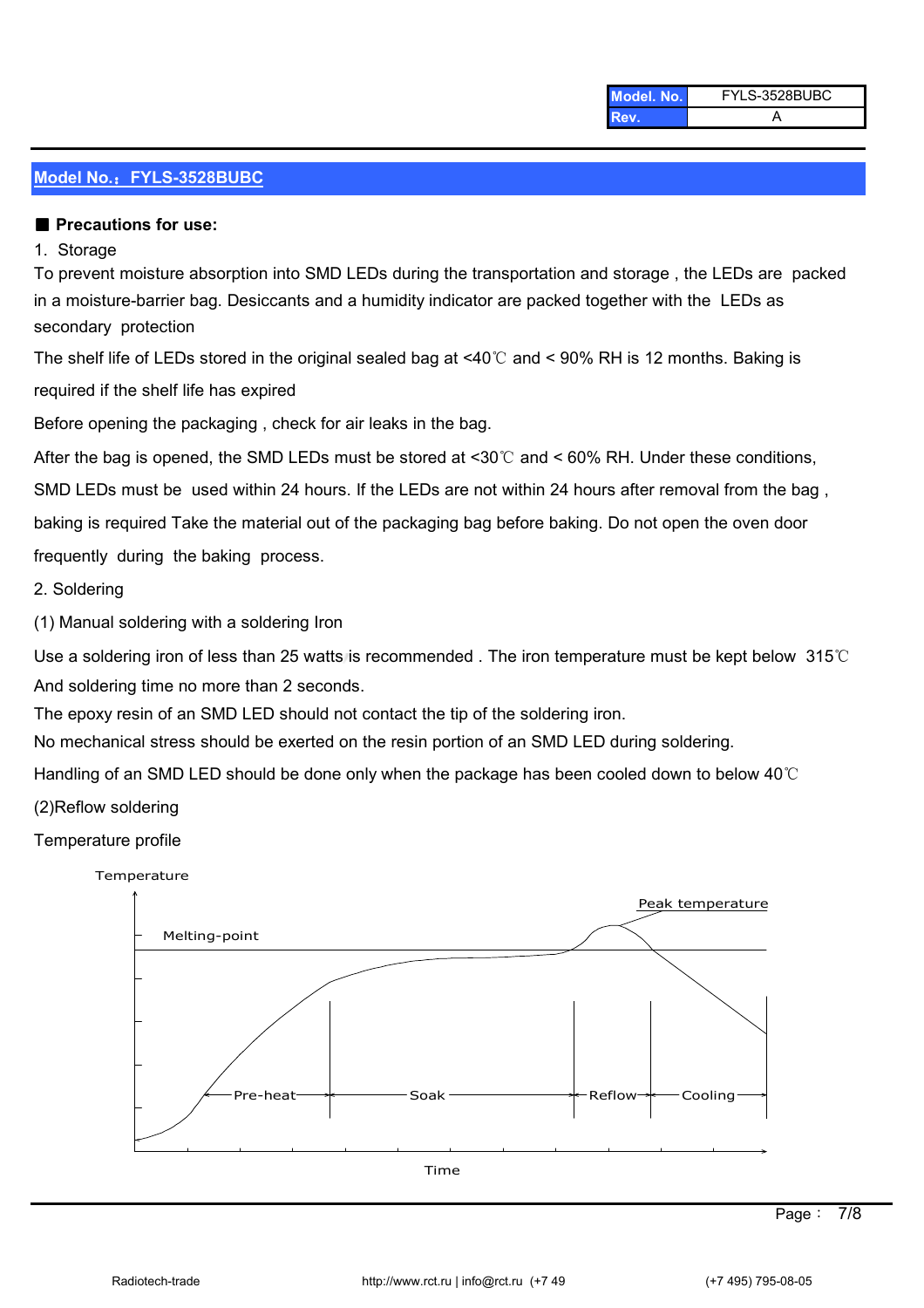| Model. No. | FYLS-3528BUBC |
| --- | --- |
| Rev. | A |

## Model No.：FYLS-3528BUBC

■ **Precautions for use:**

1. Storage

To prevent moisture absorption into SMD LEDs during the transportation and storage , the LEDs are packed in a moisture-barrier bag. Desiccants and a humidity indicator are packed together with the LEDs as secondary protection

The shelf life of LEDs stored in the original sealed bag at <40℃ and < 90% RH is 12 months. Baking is required if the shelf life has expired

Before opening the packaging , check for air leaks in the bag.

After the bag is opened, the SMD LEDs must be stored at <30℃ and < 60% RH. Under these conditions, SMD LEDs must be used within 24 hours. If the LEDs are not within 24 hours after removal from the bag , baking is required Take the material out of the packaging bag before baking. Do not open the oven door frequently during the baking process.

2. Soldering

(1) Manual soldering with a soldering Iron

Use a soldering iron of less than 25 watts is recommended . The iron temperature must be kept below 315℃ And soldering time no more than 2 seconds.

The epoxy resin of an SMD LED should not contact the tip of the soldering iron.

No mechanical stress should be exerted on the resin portion of an SMD LED during soldering.

Handling of an SMD LED should be done only when the package has been cooled down to below 40℃

(2)Reflow soldering

Temperature profile

Temperature

Peak temperature

Melting-point

Pre-heat — Soak — Reflow — Cooling

Time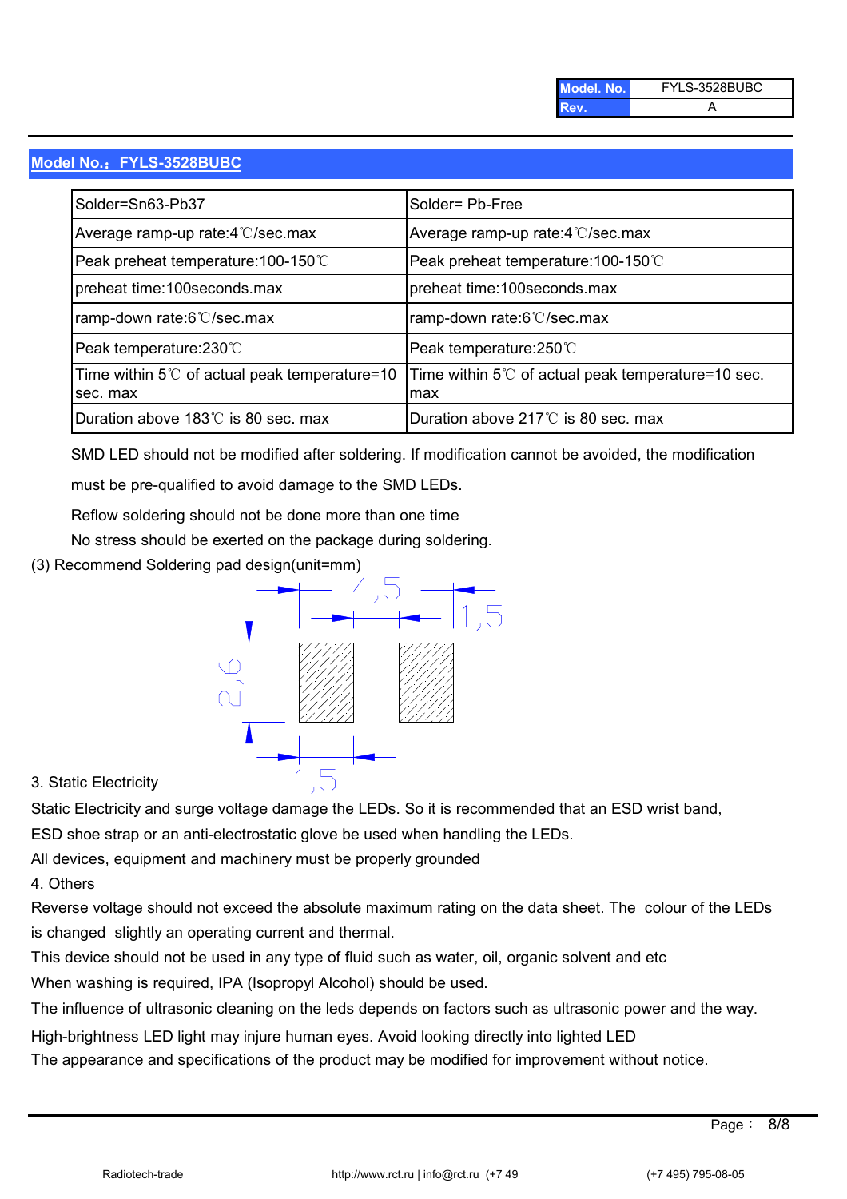| Model. No. | FYLS-3528BUBC |
|---|---|
| Rev. | A |

## Model No.：FYLS-3528BUBC

| | |
|---|---|
| Solder=Sn63-Pb37 | Solder= Pb-Free |
| Average ramp-up rate:4℃/sec.max | Average ramp-up rate:4℃/sec.max |
| Peak preheat temperature:100-150℃ | Peak preheat temperature:100-150℃ |
| preheat time:100seconds.max | preheat time:100seconds.max |
| ramp-down rate:6℃/sec.max | ramp-down rate:6℃/sec.max |
| Peak temperature:230℃ | Peak temperature:250℃ |
| Time within 5℃ of actual peak temperature=10 sec. max | Time within 5℃ of actual peak temperature=10 sec. max |
| Duration above 183℃ is 80 sec. max | Duration above 217℃ is 80 sec. max |

SMD LED should not be modified after soldering. If modification cannot be avoided, the modification must be pre-qualified to avoid damage to the SMD LEDs.

Reflow soldering should not be done more than one time

No stress should be exerted on the package during soldering.

(3) Recommend Soldering pad design(unit=mm)

4,5

1,5

2,6

1,5

3. Static Electricity

Static Electricity and surge voltage damage the LEDs. So it is recommended that an ESD wrist band, ESD shoe strap or an anti-electrostatic glove be used when handling the LEDs.

All devices, equipment and machinery must be properly grounded

4. Others

Reverse voltage should not exceed the absolute maximum rating on the data sheet. The colour of the LEDs is changed slightly an operating current and thermal.

This device should not be used in any type of fluid such as water, oil, organic solvent and etc

When washing is required, IPA (Isopropyl Alcohol) should be used.

The influence of ultrasonic cleaning on the leds depends on factors such as ultrasonic power and the way.

High-brightness LED light may injure human eyes. Avoid looking directly into lighted LED

The appearance and specifications of the product may be modified for improvement without notice.